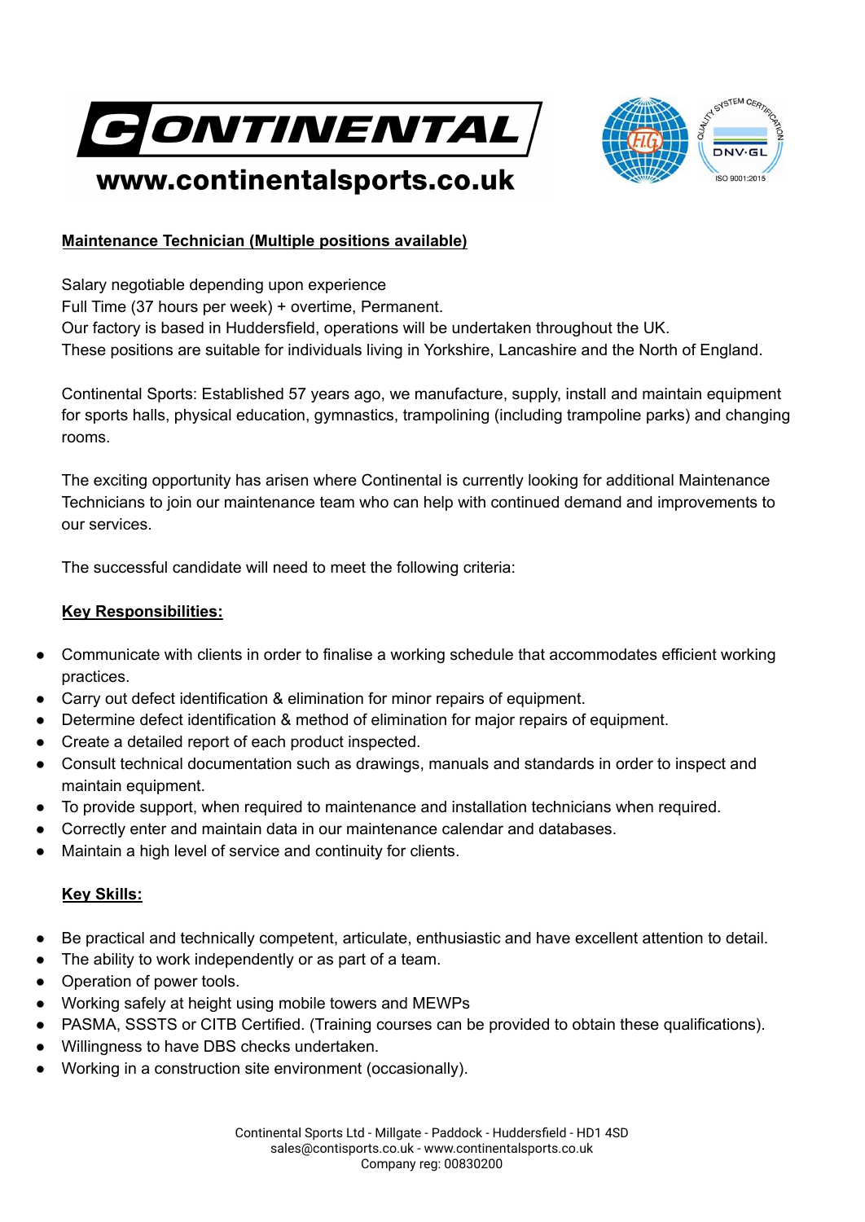CONTINENTAL

www.continentalsports.co.uk

**Maintenance Technician (Multiple positions available)**

Salary negotiable depending upon experience
Full Time (37 hours per week) + overtime, Permanent.
Our factory is based in Huddersfield, operations will be undertaken throughout the UK.
These positions are suitable for individuals living in Yorkshire, Lancashire and the North of England.

Continental Sports: Established 57 years ago, we manufacture, supply, install and maintain equipment for sports halls, physical education, gymnastics, trampolining (including trampoline parks) and changing rooms.

The exciting opportunity has arisen where Continental is currently looking for additional Maintenance Technicians to join our maintenance team who can help with continued demand and improvements to our services.

The successful candidate will need to meet the following criteria:

**Key Responsibilities:**

- Communicate with clients in order to finalise a working schedule that accommodates efficient working practices.
- Carry out defect identification & elimination for minor repairs of equipment.
- Determine defect identification & method of elimination for major repairs of equipment.
- Create a detailed report of each product inspected.
- Consult technical documentation such as drawings, manuals and standards in order to inspect and maintain equipment.
- To provide support, when required to maintenance and installation technicians when required.
- Correctly enter and maintain data in our maintenance calendar and databases.
- Maintain a high level of service and continuity for clients.

**Key Skills:**

- Be practical and technically competent, articulate, enthusiastic and have excellent attention to detail.
- The ability to work independently or as part of a team.
- Operation of power tools.
- Working safely at height using mobile towers and MEWPs
- PASMA, SSSTS or CITB Certified. (Training courses can be provided to obtain these qualifications).
- Willingness to have DBS checks undertaken.
- Working in a construction site environment (occasionally).

Continental Sports Ltd - Millgate - Paddock - Huddersfield - HD1 4SD
sales@contisports.co.uk - www.continentalsports.co.uk
Company reg: 00830200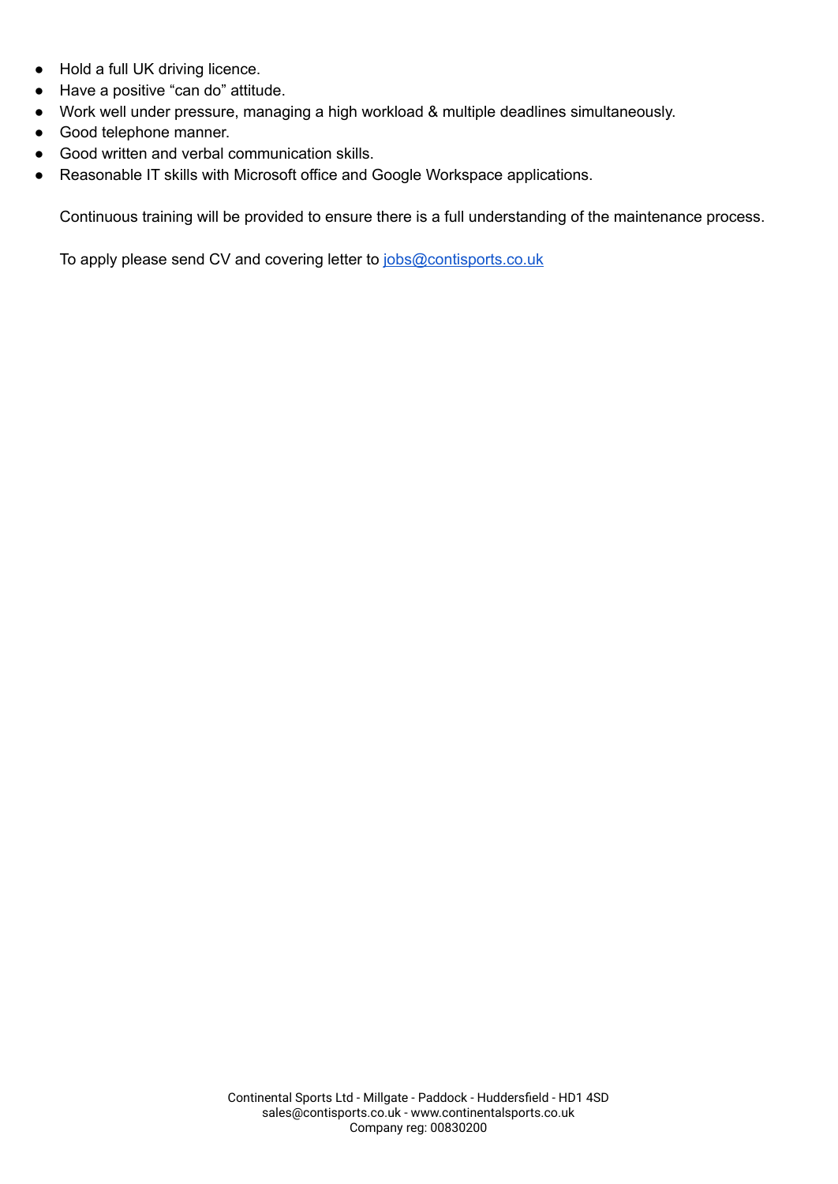- Hold a full UK driving licence.
- Have a positive “can do” attitude.
- Work well under pressure, managing a high workload & multiple deadlines simultaneously.
- Good telephone manner.
- Good written and verbal communication skills.
- Reasonable IT skills with Microsoft office and Google Workspace applications.

Continuous training will be provided to ensure there is a full understanding of the maintenance process.

To apply please send CV and covering letter to [jobs@contisports.co.uk](mailto:jobs@contisports.co.uk)

Continental Sports Ltd - Millgate - Paddock - Huddersfield - HD1 4SD
sales@contisports.co.uk - www.continentalsports.co.uk
Company reg: 00830200